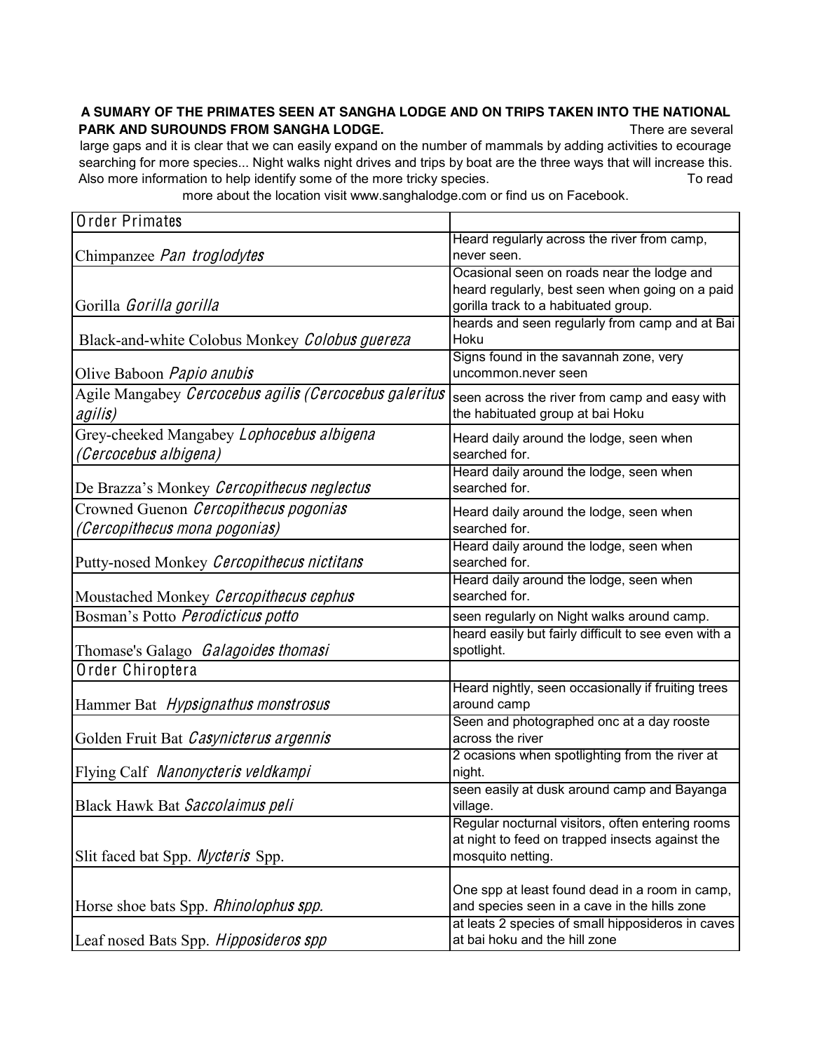**A SUMARY OF THE PRIMATES SEEN AT SANGHA LODGE AND ON TRIPS TAKEN INTO THE NATIONAL PARK AND SUROUNDS FROM SANGHA LODGE.** There are several large gaps and it is clear that we can easily expand on the number of mammals by adding activities to ecourage searching for more species... Night walks night drives and trips by boat are the three ways that will increase this. Also more information to help identify some of the more tricky species. To read more about the location visit www.sanghalodge.com or find us on Facebook.

| Order Primates | |
|---|---|
| Chimpanzee *Pan troglodytes* | Heard regularly across the river from camp, never seen. |
| Gorilla *Gorilla gorilla* | Ocasional seen on roads near the lodge and heard regularly, best seen when going on a paid gorilla track to a habituated group. |
| Black-and-white Colobus Monkey *Colobus guereza* | heards and seen regularly from camp and at Bai Hoku |
| Olive Baboon *Papio anubis* | Signs found in the savannah zone, very uncommon.never seen |
| Agile Mangabey *Cercocebus agilis (Cercocebus galeritus agilis)* | seen across the river from camp and easy with the habituated group at bai Hoku |
| Grey-cheeked Mangabey *Lophocebus albigena (Cercocebus albigena)* | Heard daily around the lodge, seen when searched for. |
| De Brazza's Monkey *Cercopithecus neglectus* | Heard daily around the lodge, seen when searched for. |
| Crowned Guenon *Cercopithecus pogonias (Cercopithecus mona pogonias)* | Heard daily around the lodge, seen when searched for. |
| Putty-nosed Monkey *Cercopithecus nictitans* | Heard daily around the lodge, seen when searched for. |
| Moustached Monkey *Cercopithecus cephus* | Heard daily around the lodge, seen when searched for. |
| Bosman's Potto *Perodicticus potto* | seen regularly on Night walks around camp. |
| Thomase's Galago *Galagoides thomasi* | heard easily but fairly difficult to see even with a spotlight. |
| Order Chiroptera | |
| Hammer Bat *Hypsignathus monstrosus* | Heard nightly, seen occasionally if fruiting trees around camp |
| Golden Fruit Bat *Casynicterus argennis* | Seen and photographed onc at a day rooste across the river |
| Flying Calf *Nanonycteris veldkampi* | 2 ocasions when spotlighting from the river at night. |
| Black Hawk Bat *Saccolaimus peli* | seen easily at dusk around camp and Bayanga village. |
| Slit faced bat Spp. *Nycteris* Spp. | Regular nocturnal visitors, often entering rooms at night to feed on trapped insects against the mosquito netting. |
| Horse shoe bats Spp. *Rhinolophus spp.* | One spp at least found dead in a room in camp, and species seen in a cave in the hills zone |
| Leaf nosed Bats Spp. *Hipposideros spp* | at leats 2 species of small hipposideros in caves at bai hoku and the hill zone |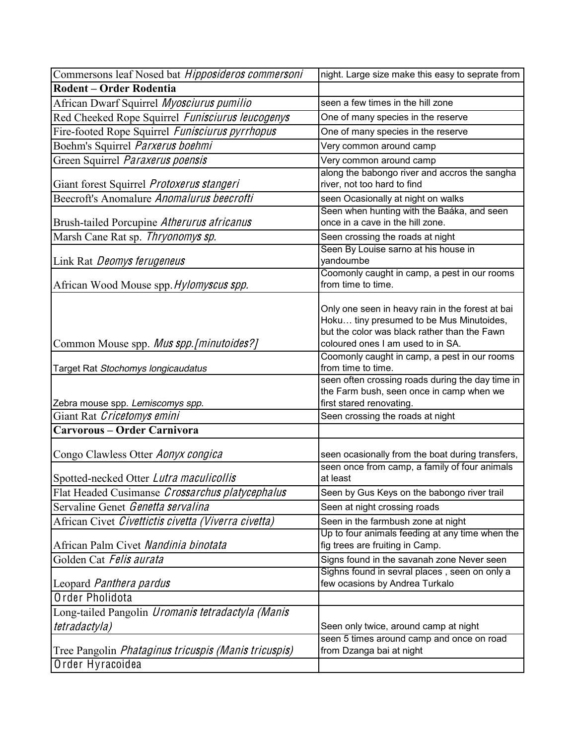| Commersons leaf Nosed bat *Hipposideros commersoni* | night. Large size make this easy to seprate from |
|---|---|
| **Rodent – Order Rodentia** | |
| African Dwarf Squirrel *Myosciurus pumilio* | seen a few times in the hill zone |
| Red Cheeked Rope Squirrel *Funisciurus leucogenys* | One of many species in the reserve |
| Fire-footed Rope Squirrel *Funisciurus pyrrhopus* | One of many species in the reserve |
| Boehm's Squirrel *Parxerus boehmi* | Very common around camp |
| Green Squirrel *Paraxerus poensis* | Very common around camp |
| Giant forest Squirrel *Protoxerus stangeri* | along the babongo river and accros the sangha river, not too hard to find |
| Beecroft's Anomalure *Anomalurus beecrofti* | seen Ocasionally at night on walks |
| Brush-tailed Porcupine *Atherurus africanus* | Seen when hunting with the Baáka, and seen once in a cave in the hill zone. |
| Marsh Cane Rat sp. *Thryonomys sp.* | Seen crossing the roads at night |
| Link Rat *Deomys ferugeneus* | Seen By Louise sarno at his house in yandoumbe |
| African Wood Mouse spp. *Hylomyscus spp.* | Coomonly caught in camp, a pest in our rooms from time to time. |
| Common Mouse spp. *Mus spp.[minutoides?]* | Only one seen in heavy rain in the forest at bai Hoku… tiny presumed to be Mus Minutoides, but the color was black rather than the Fawn coloured ones I am used to in SA. |
| Target Rat *Stochomys longicaudatus* | Coomonly caught in camp, a pest in our rooms from time to time. |
| Zebra mouse spp. *Lemiscomys spp.* | seen often crossing roads during the day time in the Farm bush, seen once in camp when we first stared renovating. |
| Giant Rat *Cricetomys emini* | Seen crossing the roads at night |
| **Carvorous – Order Carnivora** | |
| Congo Clawless Otter *Aonyx congica* | seen ocasionally from the boat during transfers, |
| Spotted-necked Otter *Lutra maculicollis* | seen once from camp, a family of four animals at least |
| Flat Headed Cusimanse *Crossarchus platycephalus* | Seen by Gus Keys on the babongo river trail |
| Servaline Genet *Genetta servalina* | Seen at night crossing roads |
| African Civet *Civettictis civetta (Viverra civetta)* | Seen in the farmbush zone at night |
| African Palm Civet *Nandinia binotata* | Up to four animals feeding at any time when the fig trees are fruiting in Camp. |
| Golden Cat *Felis aurata* | Signs found in the savanah zone Never seen |
| Leopard *Panthera pardus* | Sighns found in sevral places , seen on only a few ocasions by Andrea Turkalo |
| Order Pholidota | |
| Long-tailed Pangolin *Uromanis tetradactyla (Manis tetradactyla)* | Seen only twice, around camp at night |
| Tree Pangolin *Phataginus tricuspis (Manis tricuspis)* | seen 5 times around camp and once on road from Dzanga bai at night |
| Order Hyracoidea | |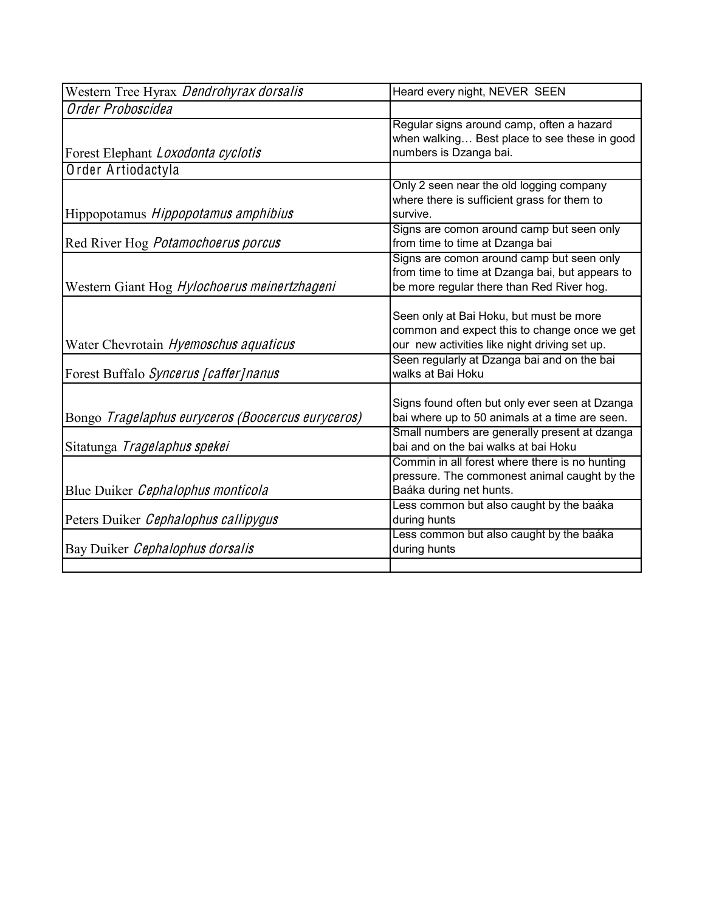| | |
|---|---|
| Western Tree Hyrax *Dendrohyrax dorsalis* | Heard every night, NEVER SEEN |
| *Order Proboscidea* | |
| Forest Elephant *Loxodonta cyclotis* | Regular signs around camp, often a hazard when walking… Best place to see these in good numbers is Dzanga bai. |
| Order Artiodactyla | |
| Hippopotamus *Hippopotamus amphibius* | Only 2 seen near the old logging company where there is sufficient grass for them to survive. |
| Red River Hog *Potamochoerus porcus* | Signs are comon around camp but seen only from time to time at Dzanga bai |
| Western Giant Hog *Hylochoerus meinertzhageni* | Signs are comon around camp but seen only from time to time at Dzanga bai, but appears to be more regular there than Red River hog. |
| Water Chevrotain *Hyemoschus aquaticus* | Seen only at Bai Hoku, but must be more common and expect this to change once we get our new activities like night driving set up. |
| Forest Buffalo *Syncerus [caffer]nanus* | Seen regularly at Dzanga bai and on the bai walks at Bai Hoku |
| Bongo *Tragelaphus euryceros (Boocercus euryceros)* | Signs found often but only ever seen at Dzanga bai where up to 50 animals at a time are seen. |
| Sitatunga *Tragelaphus spekei* | Small numbers are generally present at dzanga bai and on the bai walks at bai Hoku |
| Blue Duiker *Cephalophus monticola* | Commin in all forest where there is no hunting pressure. The commonest animal caught by the Baáka during net hunts. |
| Peters Duiker *Cephalophus callipygus* | Less common but also caught by the baáka during hunts |
| Bay Duiker *Cephalophus dorsalis* | Less common but also caught by the baáka during hunts |
| | |